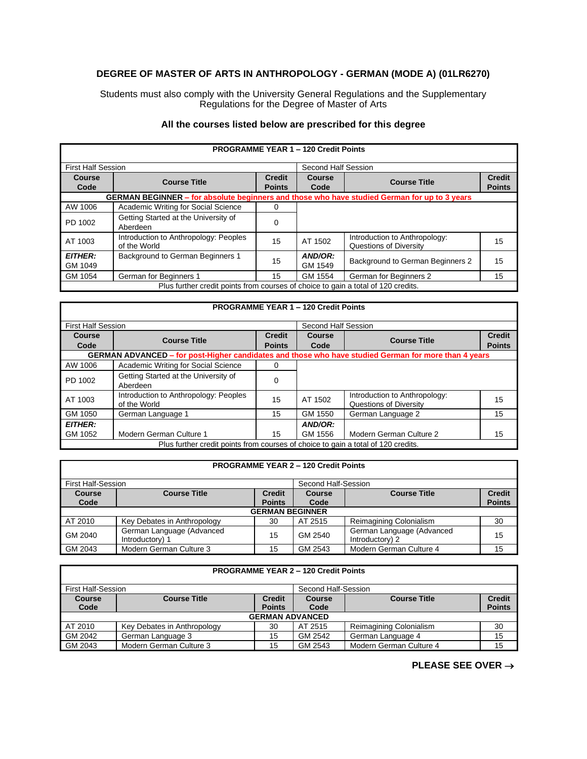# DEGREE OF MASTER OF ARTS IN ANTHROPOLOGY - GERMAN (MODE A) (01LR6270)

Students must also comply with the University General Regulations and the Supplementary Regulations for the Degree of Master of Arts

### All the courses listed below are prescribed for this degree

| PROGRAMME YEAR 1 – 120 Credit Points | | | | | |
|---|---|---|---|---|---|
| First Half Session | | | Second Half Session | | |
| **Course Code** | **Course Title** | **Credit Points** | **Course Code** | **Course Title** | **Credit Points** |
| **GERMAN BEGINNER – for absolute beginners and those who have studied German for up to 3 years** | | | | | |
| AW 1006 | Academic Writing for Social Science | 0 | | | |
| PD 1002 | Getting Started at the University of Aberdeen | 0 | | | |
| AT 1003 | Introduction to Anthropology: Peoples of the World | 15 | AT 1502 | Introduction to Anthropology: Questions of Diversity | 15 |
| ***EITHER:*** GM 1049 | Background to German Beginners 1 | 15 | ***AND/OR:*** GM 1549 | Background to German Beginners 2 | 15 |
| GM 1054 | German for Beginners 1 | 15 | GM 1554 | German for Beginners 2 | 15 |
| Plus further credit points from courses of choice to gain a total of 120 credits. | | | | | |

| PROGRAMME YEAR 1 – 120 Credit Points | | | | | |
|---|---|---|---|---|---|
| First Half Session | | | Second Half Session | | |
| **Course Code** | **Course Title** | **Credit Points** | **Course Code** | **Course Title** | **Credit Points** |
| **GERMAN ADVANCED – for post-Higher candidates and those who have studied German for more than 4 years** | | | | | |
| AW 1006 | Academic Writing for Social Science | 0 | | | |
| PD 1002 | Getting Started at the University of Aberdeen | 0 | | | |
| AT 1003 | Introduction to Anthropology: Peoples of the World | 15 | AT 1502 | Introduction to Anthropology: Questions of Diversity | 15 |
| GM 1050 | German Language 1 | 15 | GM 1550 | German Language 2 | 15 |
| ***EITHER:*** GM 1052 | Modern German Culture 1 | 15 | ***AND/OR:*** GM 1556 | Modern German Culture 2 | 15 |
| Plus further credit points from courses of choice to gain a total of 120 credits. | | | | | |

| PROGRAMME YEAR 2 – 120 Credit Points | | | | | |
|---|---|---|---|---|---|
| First Half-Session | | | Second Half-Session | | |
| **Course Code** | **Course Title** | **Credit Points** | **Course Code** | **Course Title** | **Credit Points** |
| **GERMAN BEGINNER** | | | | | |
| AT 2010 | Key Debates in Anthropology | 30 | AT 2515 | Reimagining Colonialism | 30 |
| GM 2040 | German Language (Advanced Introductory) 1 | 15 | GM 2540 | German Language (Advanced Introductory) 2 | 15 |
| GM 2043 | Modern German Culture 3 | 15 | GM 2543 | Modern German Culture 4 | 15 |

| PROGRAMME YEAR 2 – 120 Credit Points | | | | | |
|---|---|---|---|---|---|
| First Half-Session | | | Second Half-Session | | |
| **Course Code** | **Course Title** | **Credit Points** | **Course Code** | **Course Title** | **Credit Points** |
| **GERMAN ADVANCED** | | | | | |
| AT 2010 | Key Debates in Anthropology | 30 | AT 2515 | Reimagining Colonialism | 30 |
| GM 2042 | German Language 3 | 15 | GM 2542 | German Language 4 | 15 |
| GM 2043 | Modern German Culture 3 | 15 | GM 2543 | Modern German Culture 4 | 15 |

**PLEASE SEE OVER →**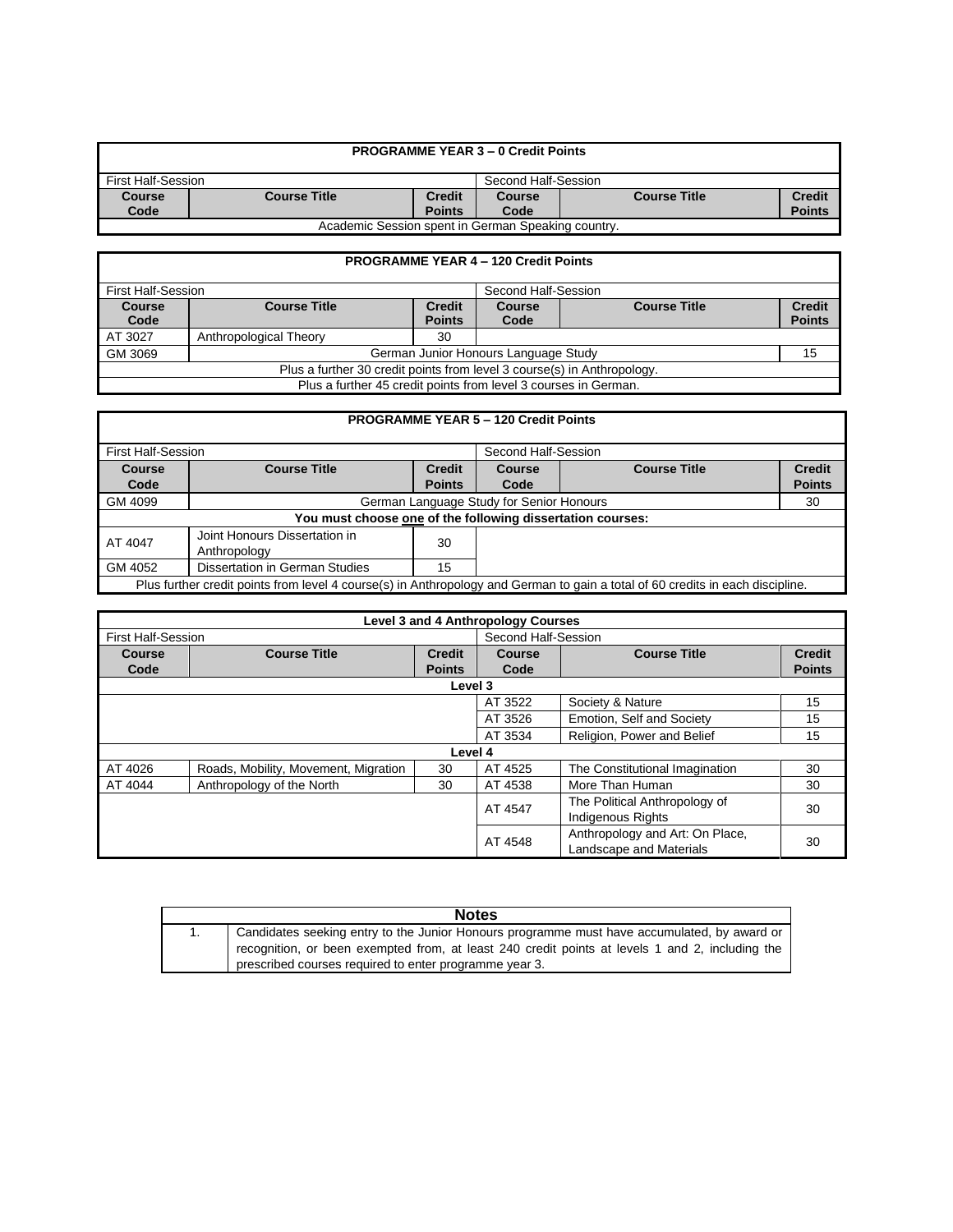| PROGRAMME YEAR 3 – 0 Credit Points | | | | | |
|---|---|---|---|---|---|
| First Half-Session | | | Second Half-Session | | |
| **Course Code** | **Course Title** | **Credit Points** | **Course Code** | **Course Title** | **Credit Points** |
| Academic Session spent in German Speaking country. | | | | | |

| PROGRAMME YEAR 4 – 120 Credit Points | | | | | |
|---|---|---|---|---|---|
| First Half-Session | | | Second Half-Session | | |
| **Course Code** | **Course Title** | **Credit Points** | **Course Code** | **Course Title** | **Credit Points** |
| AT 3027 | Anthropological Theory | 30 | | | |
| GM 3069 | German Junior Honours Language Study | | | | 15 |
| Plus a further 30 credit points from level 3 course(s) in Anthropology. | | | | | |
| Plus a further 45 credit points from level 3 courses in German. | | | | | |

| PROGRAMME YEAR 5 – 120 Credit Points | | | | | |
|---|---|---|---|---|---|
| First Half-Session | | | Second Half-Session | | |
| **Course Code** | **Course Title** | **Credit Points** | **Course Code** | **Course Title** | **Credit Points** |
| GM 4099 | German Language Study for Senior Honours | | | | 30 |
| **You must choose one of the following dissertation courses:** | | | | | |
| AT 4047 | Joint Honours Dissertation in Anthropology | 30 | | | |
| GM 4052 | Dissertation in German Studies | 15 | | | |
| Plus further credit points from level 4 course(s) in Anthropology and German to gain a total of 60 credits in each discipline. | | | | | |

| Level 3 and 4 Anthropology Courses | | | | | |
|---|---|---|---|---|---|
| First Half-Session | | | Second Half-Session | | |
| **Course Code** | **Course Title** | **Credit Points** | **Course Code** | **Course Title** | **Credit Points** |
| **Level 3** | | | | | |
| | | | AT 3522 | Society & Nature | 15 |
| | | | AT 3526 | Emotion, Self and Society | 15 |
| | | | AT 3534 | Religion, Power and Belief | 15 |
| **Level 4** | | | | | |
| AT 4026 | Roads, Mobility, Movement, Migration | 30 | AT 4525 | The Constitutional Imagination | 30 |
| AT 4044 | Anthropology of the North | 30 | AT 4538 | More Than Human | 30 |
| | | | AT 4547 | The Political Anthropology of Indigenous Rights | 30 |
| | | | AT 4548 | Anthropology and Art: On Place, Landscape and Materials | 30 |

| Notes | |
|---|---|
| 1. | Candidates seeking entry to the Junior Honours programme must have accumulated, by award or recognition, or been exempted from, at least 240 credit points at levels 1 and 2, including the prescribed courses required to enter programme year 3. |